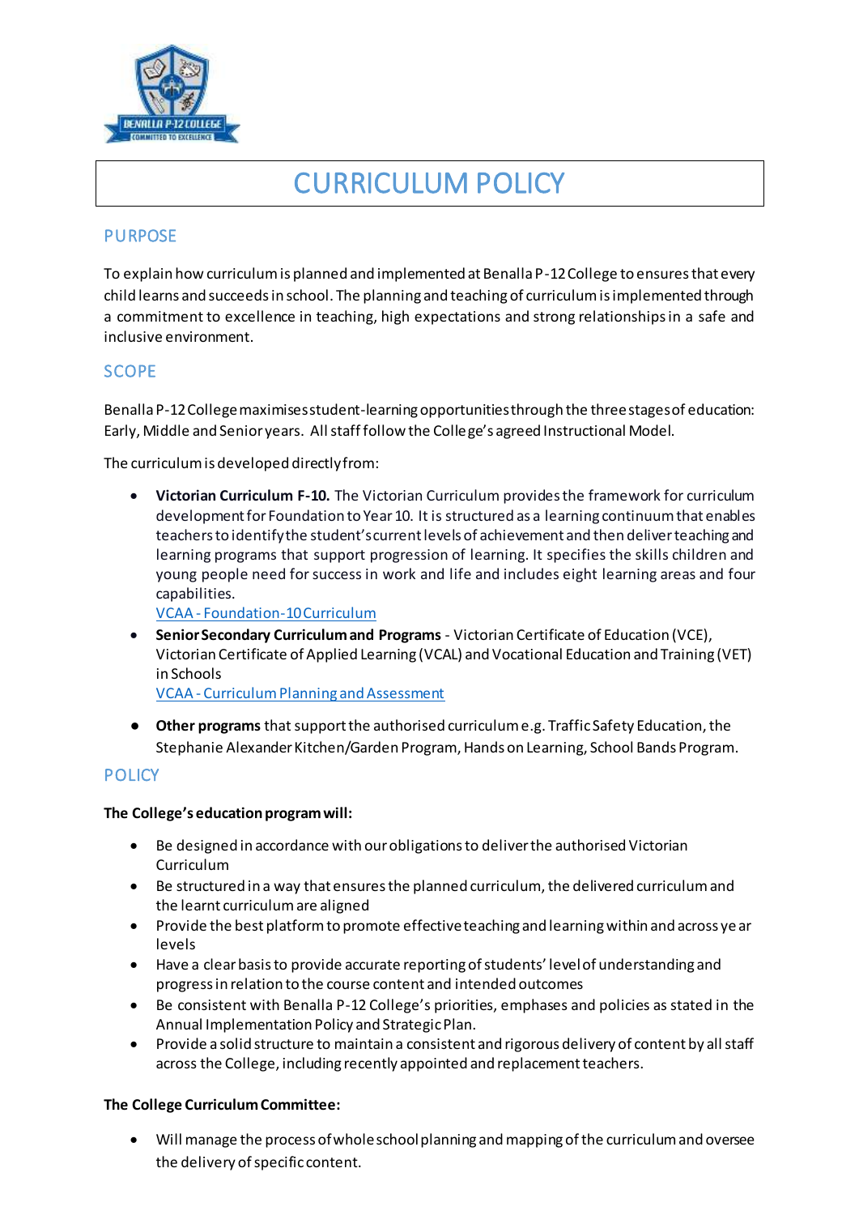# CURRICULUM POLICY

## PURPOSE

To explain how curriculum is planned and implemented at Benalla P-12 College to ensures that every child learns and succeeds in school. The planning and teaching of curriculum is implemented through a commitment to excellence in teaching, high expectations and strong relationships in a safe and inclusive environment.

## SCOPE

Benalla P-12 College maximises student-learning opportunities through the three stages of education: Early, Middle and Senior years. All staff follow the College's agreed Instructional Model.

The curriculum is developed directly from:

- **Victorian Curriculum F-10.** The Victorian Curriculum provides the framework for curriculum development for Foundation to Year 10. It is structured as a learning continuum that enables teachers to identify the student's current levels of achievement and then deliver teaching and learning programs that support progression of learning. It specifies the skills children and young people need for success in work and life and includes eight learning areas and four capabilities.
  VCAA - Foundation-10 Curriculum
- **Senior Secondary Curriculum and Programs** - Victorian Certificate of Education (VCE), Victorian Certificate of Applied Learning (VCAL) and Vocational Education and Training (VET) in Schools
  VCAA - Curriculum Planning and Assessment
- **Other programs** that support the authorised curriculum e.g. Traffic Safety Education, the Stephanie Alexander Kitchen/Garden Program, Hands on Learning, School Bands Program.

## POLICY

**The College's education program will:**

- Be designed in accordance with our obligations to deliver the authorised Victorian Curriculum
- Be structured in a way that ensures the planned curriculum, the delivered curriculum and the learnt curriculum are aligned
- Provide the best platform to promote effective teaching and learning within and across year levels
- Have a clear basis to provide accurate reporting of students' level of understanding and progress in relation to the course content and intended outcomes
- Be consistent with Benalla P-12 College's priorities, emphases and policies as stated in the Annual Implementation Policy and Strategic Plan.
- Provide a solid structure to maintain a consistent and rigorous delivery of content by all staff across the College, including recently appointed and replacement teachers.

**The College Curriculum Committee:**

- Will manage the process of whole school planning and mapping of the curriculum and oversee the delivery of specific content.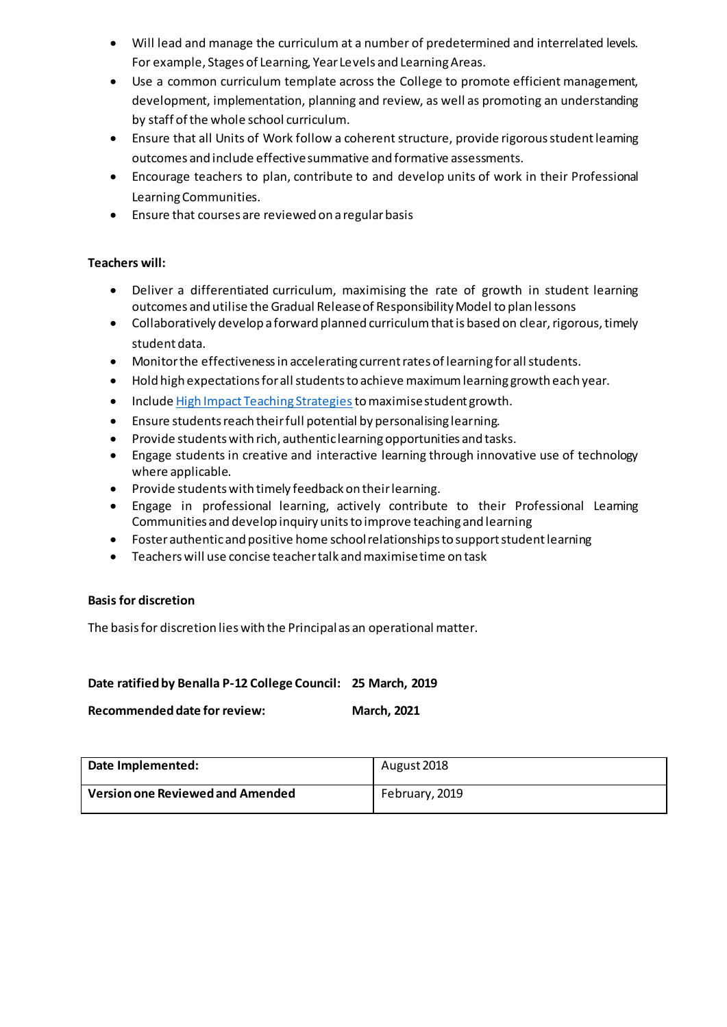- Will lead and manage the curriculum at a number of predetermined and interrelated levels. For example, Stages of Learning, Year Levels and Learning Areas.
- Use a common curriculum template across the College to promote efficient management, development, implementation, planning and review, as well as promoting an understanding by staff of the whole school curriculum.
- Ensure that all Units of Work follow a coherent structure, provide rigorous student learning outcomes and include effective summative and formative assessments.
- Encourage teachers to plan, contribute to and develop units of work in their Professional Learning Communities.
- Ensure that courses are reviewed on a regular basis

**Teachers will:**

- Deliver a differentiated curriculum, maximising the rate of growth in student learning outcomes and utilise the Gradual Release of Responsibility Model to plan lessons
- Collaboratively develop a forward planned curriculum that is based on clear, rigorous, timely student data.
- Monitor the effectiveness in accelerating current rates of learning for all students.
- Hold high expectations for all students to achieve maximum learning growth each year.
- Include High Impact Teaching Strategies to maximise student growth.
- Ensure students reach their full potential by personalising learning.
- Provide students with rich, authentic learning opportunities and tasks.
- Engage students in creative and interactive learning through innovative use of technology where applicable.
- Provide students with timely feedback on their learning.
- Engage in professional learning, actively contribute to their Professional Learning Communities and develop inquiry units to improve teaching and learning
- Foster authentic and positive home school relationships to support student learning
- Teachers will use concise teacher talk and maximise time on task

**Basis for discretion**

The basis for discretion lies with the Principal as an operational matter.

**Date ratified by Benalla P-12 College Council: 25 March, 2019**

**Recommended date for review: March, 2021**

| **Date Implemented:** | August 2018 |
|---|---|
| **Version one Reviewed and Amended** | February, 2019 |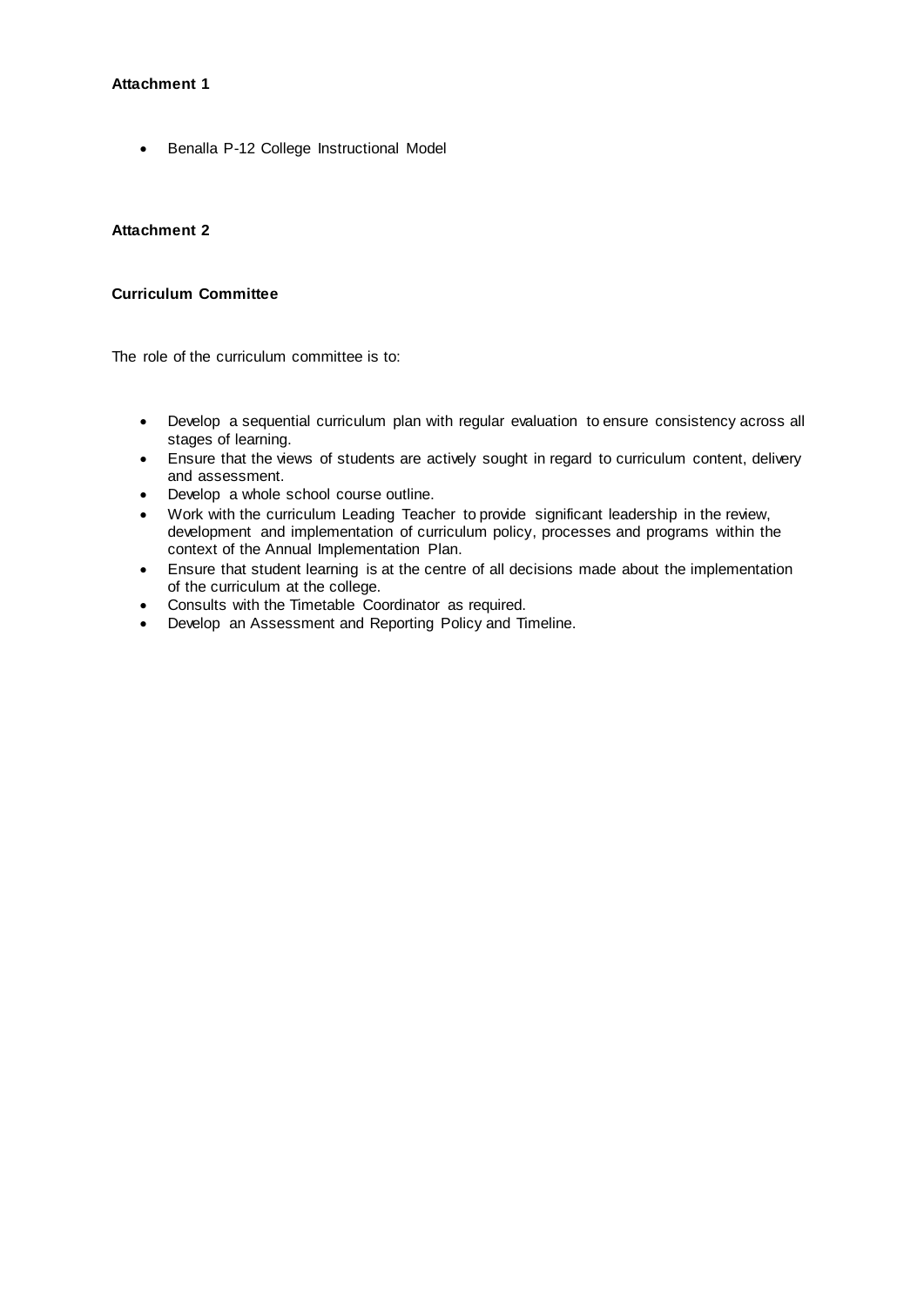**Attachment 1**

- Benalla P-12 College Instructional Model

**Attachment 2**

**Curriculum Committee**

The role of the curriculum committee is to:

- Develop a sequential curriculum plan with regular evaluation to ensure consistency across all stages of learning.
- Ensure that the views of students are actively sought in regard to curriculum content, delivery and assessment.
- Develop a whole school course outline.
- Work with the curriculum Leading Teacher to provide significant leadership in the review, development and implementation of curriculum policy, processes and programs within the context of the Annual Implementation Plan.
- Ensure that student learning is at the centre of all decisions made about the implementation of the curriculum at the college.
- Consults with the Timetable Coordinator as required.
- Develop an Assessment and Reporting Policy and Timeline.